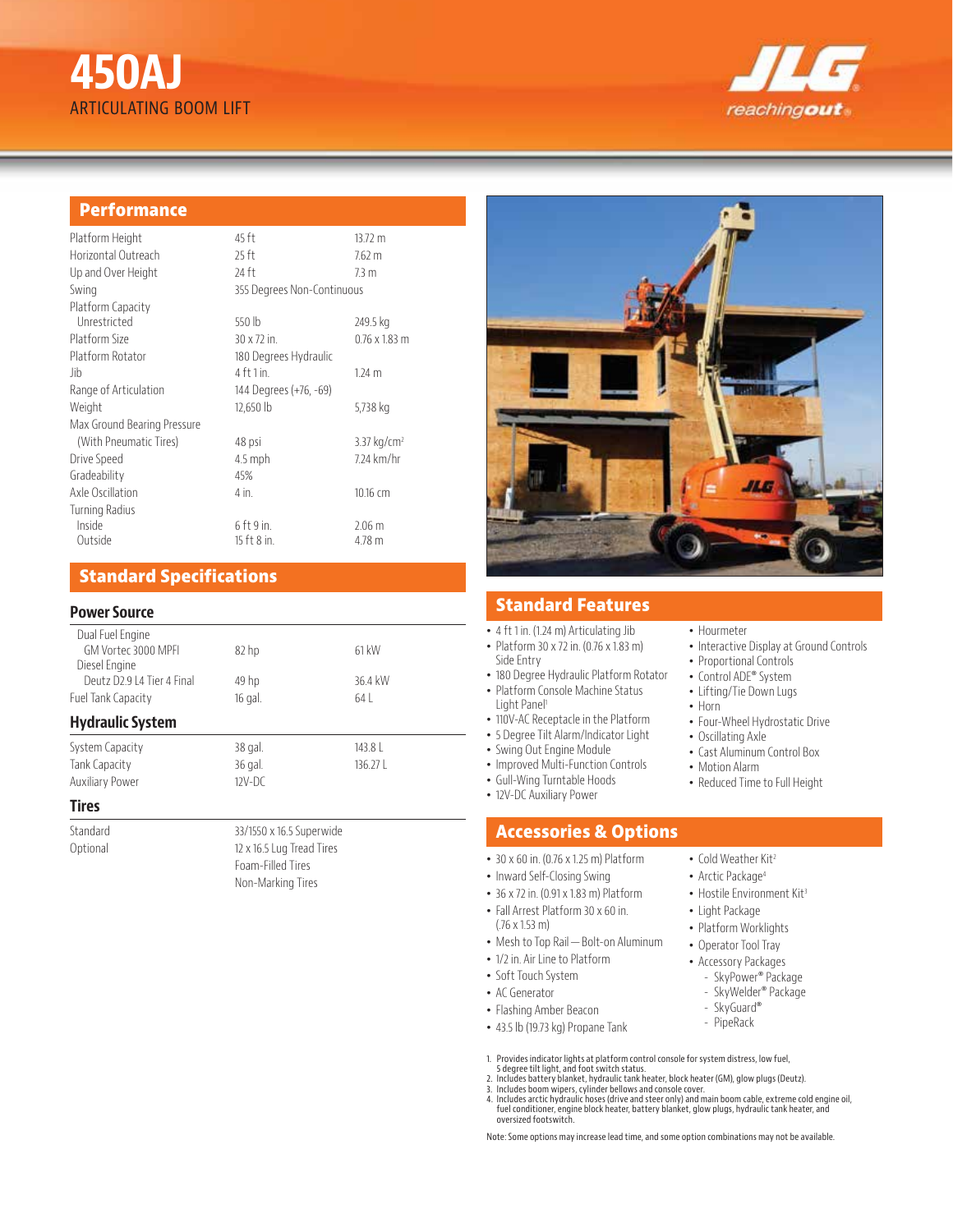# 450AJ

ARTICULATING BOOM LIFT

## Performance

| | | |
|---|---|---|
| Platform Height | 45 ft | 13.72 m |
| Horizontal Outreach | 25 ft | 7.62 m |
| Up and Over Height | 24 ft | 7.3 m |
| Swing | 355 Degrees Non-Continuous | |
| Platform Capacity | | |
| Unrestricted | 550 lb | 249.5 kg |
| Platform Size | 30 x 72 in. | 0.76 x 1.83 m |
| Platform Rotator | 180 Degrees Hydraulic | |
| Jib | 4 ft 1 in. | 1.24 m |
| Range of Articulation | 144 Degrees (+76, -69) | |
| Weight | 12,650 lb | 5,738 kg |
| Max Ground Bearing Pressure | | |
| (With Pneumatic Tires) | 48 psi | 3.37 kg/cm$^2$ |
| Drive Speed | 4.5 mph | 7.24 km/hr |
| Gradeability | 45% | |
| Axle Oscillation | 4 in. | 10.16 cm |
| Turning Radius | | |
| Inside | 6 ft 9 in. | 2.06 m |
| Outside | 15 ft 8 in. | 4.78 m |

## Standard Specifications

### Power Source

| | | |
|---|---|---|
| Dual Fuel Engine | | |
| GM Vortec 3000 MPFI | 82 hp | 61 kW |
| Diesel Engine | | |
| Deutz D2.9 L4 Tier 4 Final | 49 hp | 36.4 kW |
| Fuel Tank Capacity | 16 gal. | 64 L |

### Hydraulic System

| | | |
|---|---|---|
| System Capacity | 38 gal. | 143.8 L |
| Tank Capacity | 36 gal. | 136.27 L |
| Auxiliary Power | 12V-DC | |

### Tires

| | |
|---|---|
| Standard | 33/1550 x 16.5 Superwide |
| Optional | 12 x 16.5 Lug Tread Tires |
| | Foam-Filled Tires |
| | Non-Marking Tires |

## Standard Features

- 4 ft 1 in. (1.24 m) Articulating Jib
- Platform 30 x 72 in. (0.76 x 1.83 m) Side Entry
- 180 Degree Hydraulic Platform Rotator
- Platform Console Machine Status Light Panel[1]
- 110V-AC Receptacle in the Platform
- 5 Degree Tilt Alarm/Indicator Light
- Swing Out Engine Module
- Improved Multi-Function Controls
- Gull-Wing Turntable Hoods
- 12V-DC Auxiliary Power
- Hourmeter
- Interactive Display at Ground Controls
- Proportional Controls
- Control ADE® System
- Lifting/Tie Down Lugs
- Horn
- Four-Wheel Hydrostatic Drive
- Oscillating Axle
- Cast Aluminum Control Box
- Motion Alarm
- Reduced Time to Full Height

## Accessories & Options

- 30 x 60 in. (0.76 x 1.25 m) Platform
- Inward Self-Closing Swing
- 36 x 72 in. (0.91 x 1.83 m) Platform
- Fall Arrest Platform 30 x 60 in. (.76 x 1.53 m)
- Mesh to Top Rail — Bolt-on Aluminum
- 1/2 in. Air Line to Platform
- Soft Touch System
- AC Generator
- Flashing Amber Beacon
- 43.5 lb (19.73 kg) Propane Tank
- Cold Weather Kit[2]
- Arctic Package[4]
- Hostile Environment Kit[3]
- Light Package
- Platform Worklights
- Operator Tool Tray
- Accessory Packages
  - SkyPower® Package
  - SkyWelder® Package
  - SkyGuard®
  - PipeRack

1. Provides indicator lights at platform control console for system distress, low fuel, 5 degree tilt light, and foot switch status.
2. Includes battery blanket, hydraulic tank heater, block heater (GM), glow plugs (Deutz).
3. Includes boom wipers, cylinder bellows and console cover.
4. Includes arctic hydraulic hoses (drive and steer only) and main boom cable, extreme cold engine oil, fuel conditioner, engine block heater, battery blanket, glow plugs, hydraulic tank heater, and oversized footswitch.

Note: Some options may increase lead time, and some option combinations may not be available.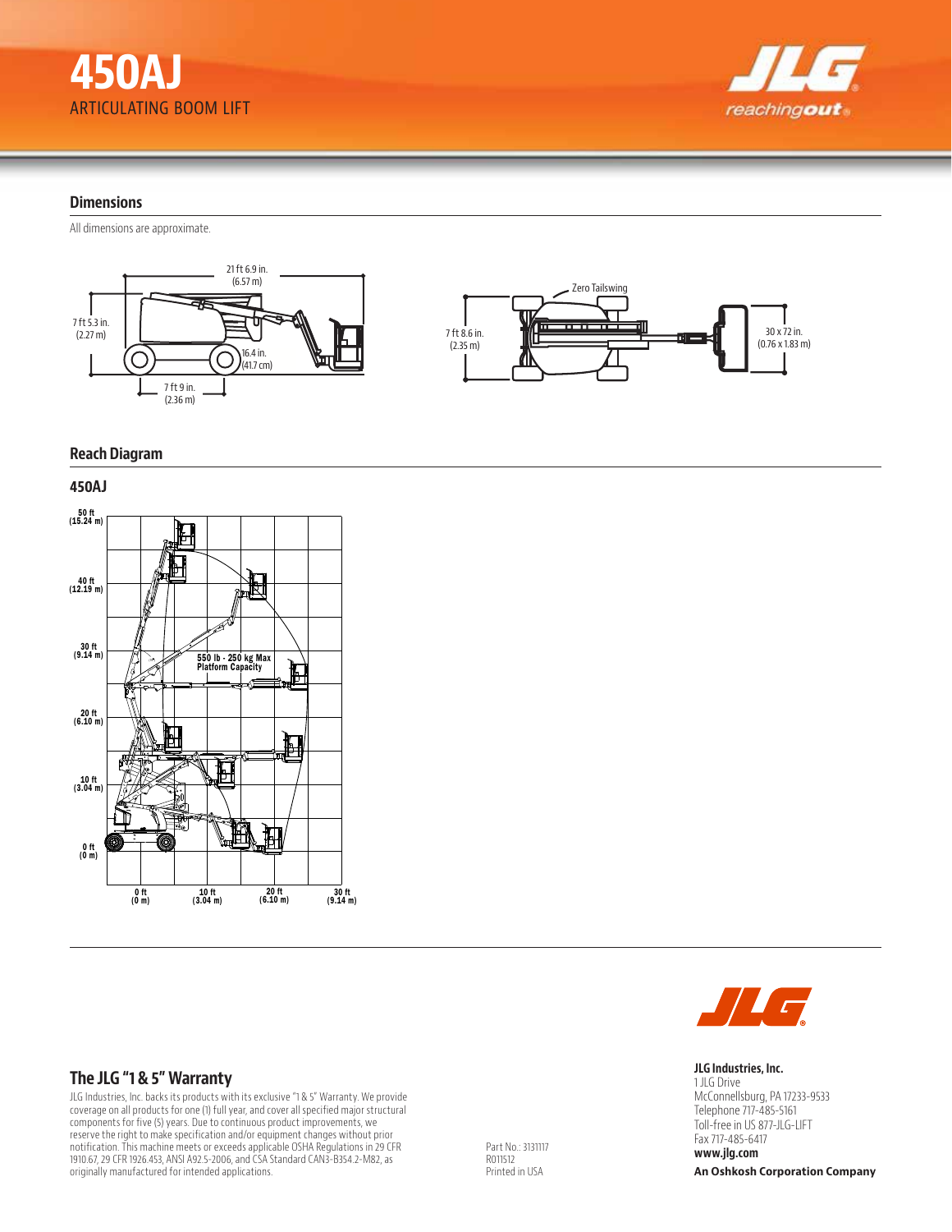# 450AJ
ARTICULATING BOOM LIFT

JLG reachingout

## Dimensions

All dimensions are approximate.

21 ft 6.9 in.
(6.57 m)

7 ft 5.3 in.
(2.27 m)

16.4 in.
(41.7 cm)

7 ft 9 in.
(2.36 m)

Zero Tailswing

7 ft 8.6 in.
(2.35 m)

30 x 72 in.
(0.76 x 1.83 m)

## Reach Diagram

### 450AJ

50 ft (15.24 m)
40 ft (12.19 m)
30 ft (9.14 m)
20 ft (6.10 m)
10 ft (3.04 m)
0 ft (0 m)

0 ft (0 m)
10 ft (3.04 m)
20 ft (6.10 m)
30 ft (9.14 m)

550 lb - 250 kg Max Platform Capacity

## The JLG "1 & 5" Warranty

JLG Industries, Inc. backs its products with its exclusive "1 & 5" Warranty. We provide coverage on all products for one (1) full year, and cover all specified major structural components for five (5) years. Due to continuous product improvements, we reserve the right to make specification and/or equipment changes without prior notification. This machine meets or exceeds applicable OSHA Regulations in 29 CFR 1910.67, 29 CFR 1926.453, ANSI A92.5-2006, and CSA Standard CAN3-B354.2-M82, as originally manufactured for intended applications.

Part No.: 3131117
R011512
Printed in USA

**JLG Industries, Inc.**
1 JLG Drive
McConnellsburg, PA 17233-9533
Telephone 717-485-5161
Toll-free in US 877-JLG-LIFT
Fax 717-485-6417
**www.jlg.com**
**An Oshkosh Corporation Company**